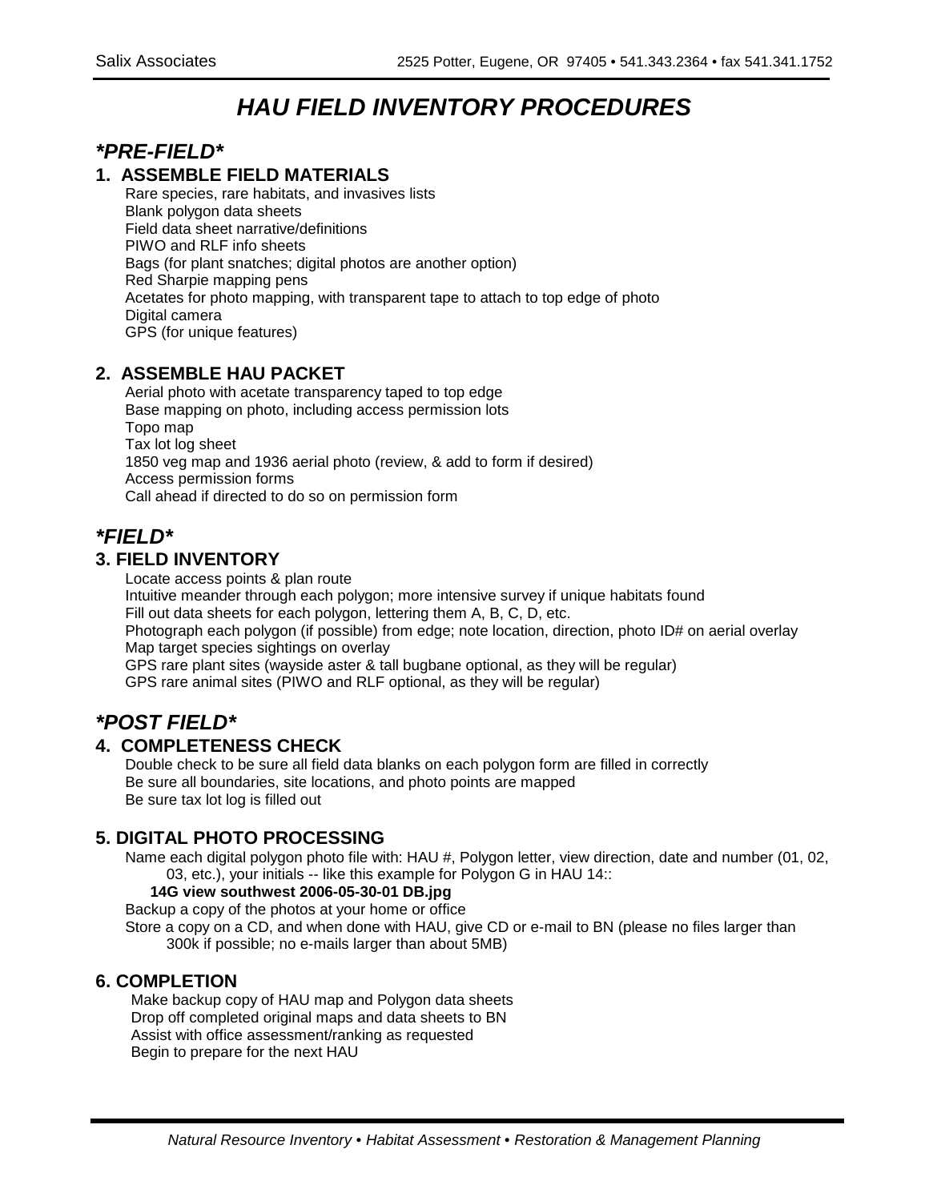# *HAU FIELD INVENTORY PROCEDURES*

## *\*PRE-FIELD\**

### 1. ASSEMBLE FIELD MATERIALS

Rare species, rare habitats, and invasives lists
Blank polygon data sheets
Field data sheet narrative/definitions
PIWO and RLF info sheets
Bags (for plant snatches; digital photos are another option)
Red Sharpie mapping pens
Acetates for photo mapping, with transparent tape to attach to top edge of photo
Digital camera
GPS (for unique features)

### 2. ASSEMBLE HAU PACKET

Aerial photo with acetate transparency taped to top edge
Base mapping on photo, including access permission lots
Topo map
Tax lot log sheet
1850 veg map and 1936 aerial photo (review, & add to form if desired)
Access permission forms
Call ahead if directed to do so on permission form

## *\*FIELD\**

### 3. FIELD INVENTORY

Locate access points & plan route
Intuitive meander through each polygon; more intensive survey if unique habitats found
Fill out data sheets for each polygon, lettering them A, B, C, D, etc.
Photograph each polygon (if possible) from edge; note location, direction, photo ID# on aerial overlay
Map target species sightings on overlay
GPS rare plant sites (wayside aster & tall bugbane optional, as they will be regular)
GPS rare animal sites (PIWO and RLF optional, as they will be regular)

## *\*POST FIELD\**

### 4. COMPLETENESS CHECK

Double check to be sure all field data blanks on each polygon form are filled in correctly
Be sure all boundaries, site locations, and photo points are mapped
Be sure tax lot log is filled out

### 5. DIGITAL PHOTO PROCESSING

Name each digital polygon photo file with: HAU #, Polygon letter, view direction, date and number (01, 02, 03, etc.), your initials -- like this example for Polygon G in HAU 14::

**14G view southwest 2006-05-30-01 DB.jpg**

Backup a copy of the photos at your home or office
Store a copy on a CD, and when done with HAU, give CD or e-mail to BN (please no files larger than 300k if possible; no e-mails larger than about 5MB)

### 6. COMPLETION

Make backup copy of HAU map and Polygon data sheets
Drop off completed original maps and data sheets to BN
Assist with office assessment/ranking as requested
Begin to prepare for the next HAU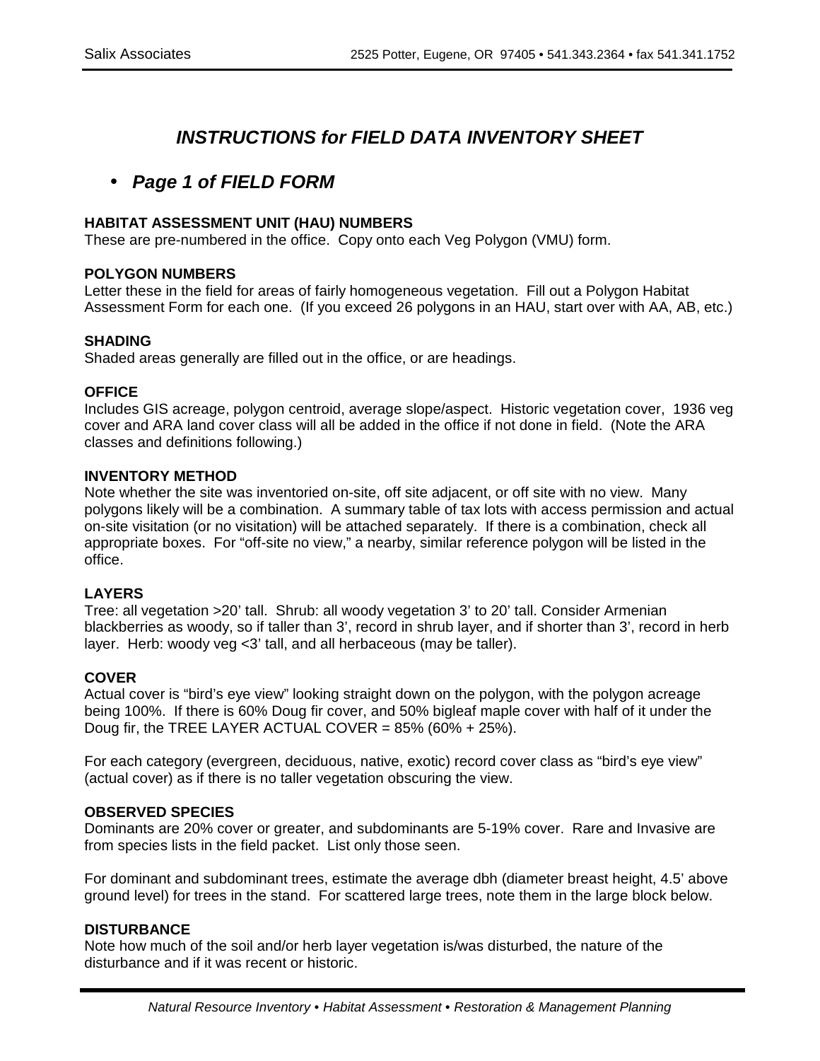# *INSTRUCTIONS for FIELD DATA INVENTORY SHEET*

## • *Page 1 of FIELD FORM*

### HABITAT ASSESSMENT UNIT (HAU) NUMBERS

These are pre-numbered in the office. Copy onto each Veg Polygon (VMU) form.

### POLYGON NUMBERS

Letter these in the field for areas of fairly homogeneous vegetation. Fill out a Polygon Habitat Assessment Form for each one. (If you exceed 26 polygons in an HAU, start over with AA, AB, etc.)

### SHADING

Shaded areas generally are filled out in the office, or are headings.

### OFFICE

Includes GIS acreage, polygon centroid, average slope/aspect. Historic vegetation cover, 1936 veg cover and ARA land cover class will all be added in the office if not done in field. (Note the ARA classes and definitions following.)

### INVENTORY METHOD

Note whether the site was inventoried on-site, off site adjacent, or off site with no view. Many polygons likely will be a combination. A summary table of tax lots with access permission and actual on-site visitation (or no visitation) will be attached separately. If there is a combination, check all appropriate boxes. For "off-site no view," a nearby, similar reference polygon will be listed in the office.

### LAYERS

Tree: all vegetation >20' tall. Shrub: all woody vegetation 3' to 20' tall. Consider Armenian blackberries as woody, so if taller than 3', record in shrub layer, and if shorter than 3', record in herb layer. Herb: woody veg <3' tall, and all herbaceous (may be taller).

### COVER

Actual cover is "bird's eye view" looking straight down on the polygon, with the polygon acreage being 100%. If there is 60% Doug fir cover, and 50% bigleaf maple cover with half of it under the Doug fir, the TREE LAYER ACTUAL COVER = 85% (60% + 25%).

For each category (evergreen, deciduous, native, exotic) record cover class as "bird's eye view" (actual cover) as if there is no taller vegetation obscuring the view.

### OBSERVED SPECIES

Dominants are 20% cover or greater, and subdominants are 5-19% cover. Rare and Invasive are from species lists in the field packet. List only those seen.

For dominant and subdominant trees, estimate the average dbh (diameter breast height, 4.5' above ground level) for trees in the stand. For scattered large trees, note them in the large block below.

### DISTURBANCE

Note how much of the soil and/or herb layer vegetation is/was disturbed, the nature of the disturbance and if it was recent or historic.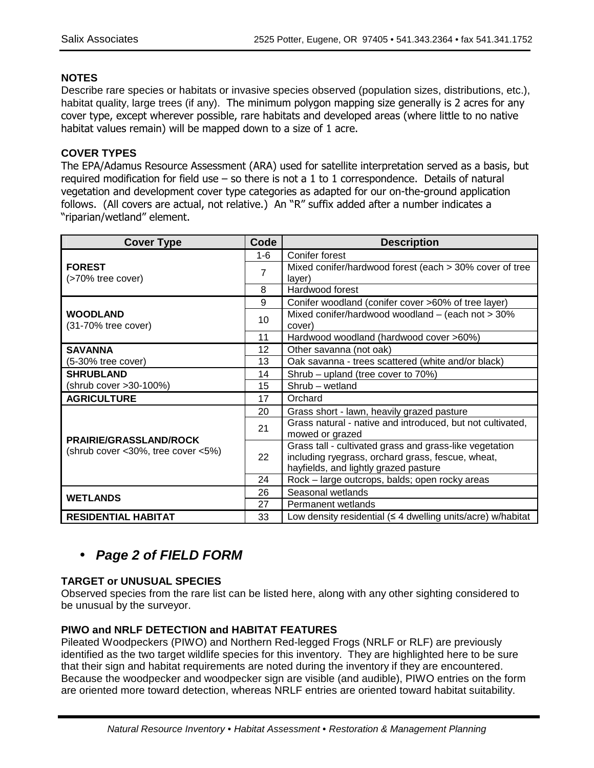**NOTES**

Describe rare species or habitats or invasive species observed (population sizes, distributions, etc.), habitat quality, large trees (if any). The minimum polygon mapping size generally is 2 acres for any cover type, except wherever possible, rare habitats and developed areas (where little to no native habitat values remain) will be mapped down to a size of 1 acre.

**COVER TYPES**

The EPA/Adamus Resource Assessment (ARA) used for satellite interpretation served as a basis, but required modification for field use – so there is not a 1 to 1 correspondence. Details of natural vegetation and development cover type categories as adapted for our on-the-ground application follows. (All covers are actual, not relative.) An "R" suffix added after a number indicates a "riparian/wetland" element.

| Cover Type | Code | Description |
|---|---|---|
| **FOREST** (>70% tree cover) | 1-6 | Conifer forest |
| | 7 | Mixed conifer/hardwood forest (each > 30% cover of tree layer) |
| | 8 | Hardwood forest |
| **WOODLAND** (31-70% tree cover) | 9 | Conifer woodland (conifer cover >60% of tree layer) |
| | 10 | Mixed conifer/hardwood woodland – (each not > 30% cover) |
| | 11 | Hardwood woodland (hardwood cover >60%) |
| **SAVANNA** (5-30% tree cover) | 12 | Other savanna (not oak) |
| | 13 | Oak savanna - trees scattered (white and/or black) |
| **SHRUBLAND** (shrub cover >30-100%) | 14 | Shrub – upland (tree cover to 70%) |
| | 15 | Shrub – wetland |
| **AGRICULTURE** | 17 | Orchard |
| **PRAIRIE/GRASSLAND/ROCK** (shrub cover <30%, tree cover <5%) | 20 | Grass short - lawn, heavily grazed pasture |
| | 21 | Grass natural - native and introduced, but not cultivated, mowed or grazed |
| | 22 | Grass tall - cultivated grass and grass-like vegetation including ryegrass, orchard grass, fescue, wheat, hayfields, and lightly grazed pasture |
| | 24 | Rock – large outcrops, balds; open rocky areas |
| **WETLANDS** | 26 | Seasonal wetlands |
| | 27 | Permanent wetlands |
| **RESIDENTIAL HABITAT** | 33 | Low density residential (≤ 4 dwelling units/acre) w/habitat |

- ***Page 2 of FIELD FORM***

**TARGET or UNUSUAL SPECIES**

Observed species from the rare list can be listed here, along with any other sighting considered to be unusual by the surveyor.

**PIWO and NRLF DETECTION and HABITAT FEATURES**

Pileated Woodpeckers (PIWO) and Northern Red-legged Frogs (NRLF or RLF) are previously identified as the two target wildlife species for this inventory. They are highlighted here to be sure that their sign and habitat requirements are noted during the inventory if they are encountered. Because the woodpecker and woodpecker sign are visible (and audible), PIWO entries on the form are oriented more toward detection, whereas NRLF entries are oriented toward habitat suitability.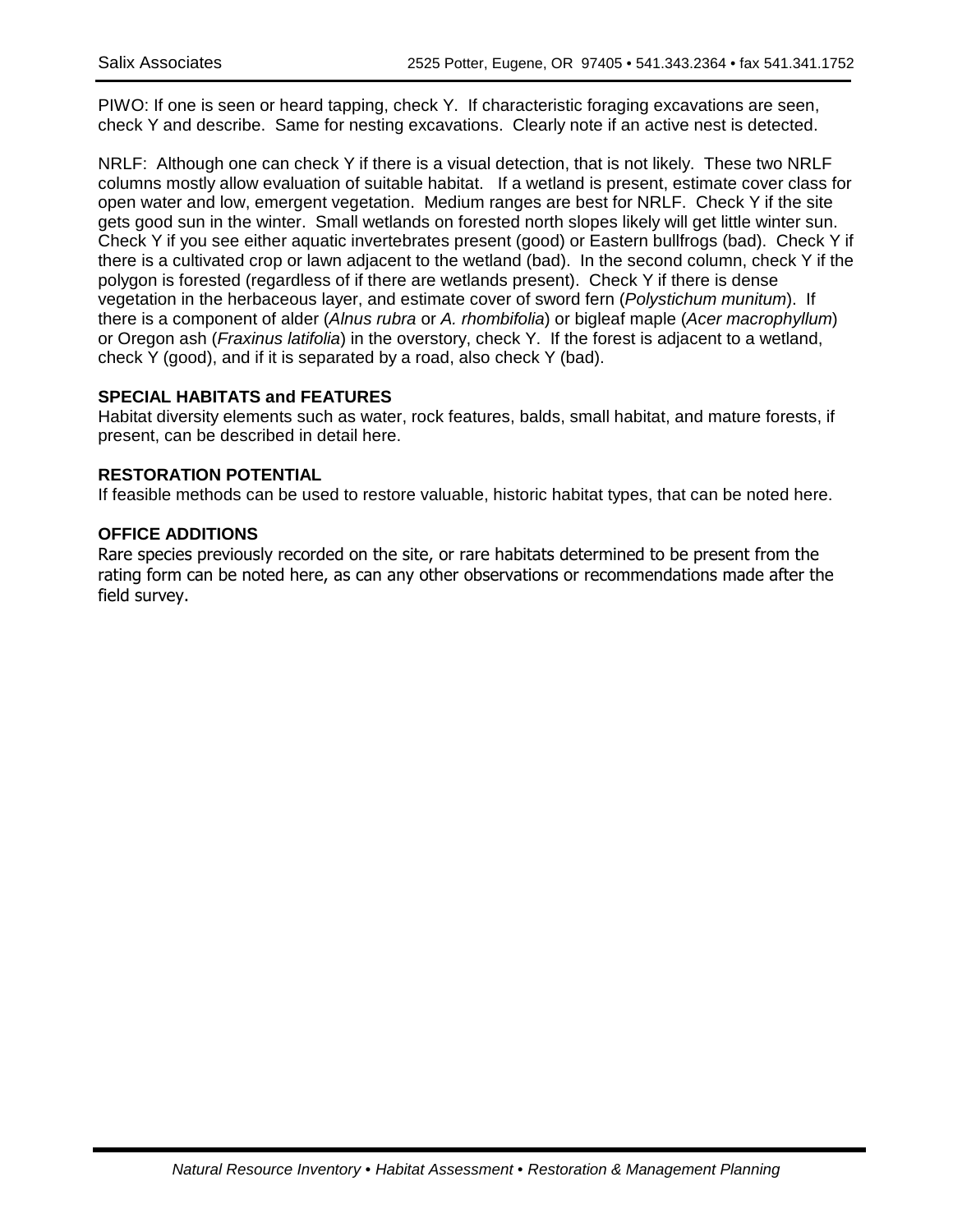PIWO: If one is seen or heard tapping, check Y. If characteristic foraging excavations are seen, check Y and describe. Same for nesting excavations. Clearly note if an active nest is detected.

NRLF: Although one can check Y if there is a visual detection, that is not likely. These two NRLF columns mostly allow evaluation of suitable habitat. If a wetland is present, estimate cover class for open water and low, emergent vegetation. Medium ranges are best for NRLF. Check Y if the site gets good sun in the winter. Small wetlands on forested north slopes likely will get little winter sun. Check Y if you see either aquatic invertebrates present (good) or Eastern bullfrogs (bad). Check Y if there is a cultivated crop or lawn adjacent to the wetland (bad). In the second column, check Y if the polygon is forested (regardless of if there are wetlands present). Check Y if there is dense vegetation in the herbaceous layer, and estimate cover of sword fern (*Polystichum munitum*). If there is a component of alder (*Alnus rubra* or *A. rhombifolia*) or bigleaf maple (*Acer macrophyllum*) or Oregon ash (*Fraxinus latifolia*) in the overstory, check Y. If the forest is adjacent to a wetland, check Y (good), and if it is separated by a road, also check Y (bad).

**SPECIAL HABITATS and FEATURES**

Habitat diversity elements such as water, rock features, balds, small habitat, and mature forests, if present, can be described in detail here.

**RESTORATION POTENTIAL**

If feasible methods can be used to restore valuable, historic habitat types, that can be noted here.

**OFFICE ADDITIONS**

Rare species previously recorded on the site, or rare habitats determined to be present from the rating form can be noted here, as can any other observations or recommendations made after the field survey.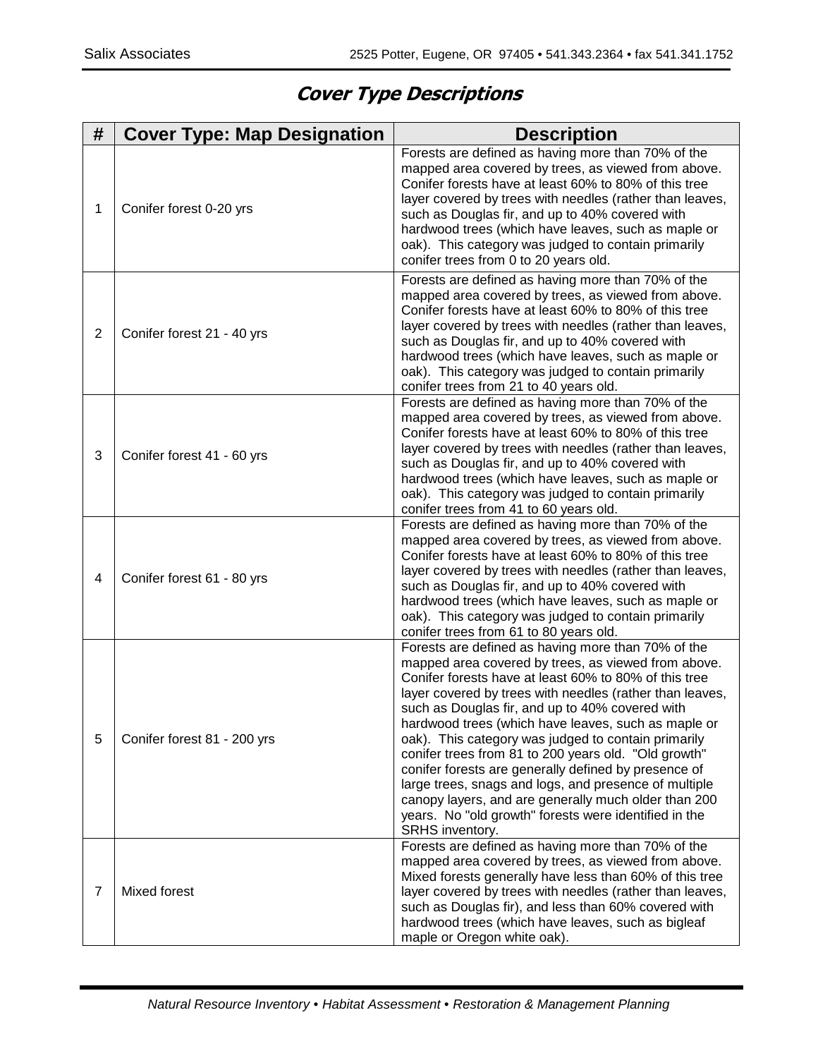## *Cover Type Descriptions*

| # | Cover Type: Map Designation | Description |
|---|---|---|
| 1 | Conifer forest 0-20 yrs | Forests are defined as having more than 70% of the mapped area covered by trees, as viewed from above. Conifer forests have at least 60% to 80% of this tree layer covered by trees with needles (rather than leaves, such as Douglas fir, and up to 40% covered with hardwood trees (which have leaves, such as maple or oak). This category was judged to contain primarily conifer trees from 0 to 20 years old. |
| 2 | Conifer forest 21 - 40 yrs | Forests are defined as having more than 70% of the mapped area covered by trees, as viewed from above. Conifer forests have at least 60% to 80% of this tree layer covered by trees with needles (rather than leaves, such as Douglas fir, and up to 40% covered with hardwood trees (which have leaves, such as maple or oak). This category was judged to contain primarily conifer trees from 21 to 40 years old. |
| 3 | Conifer forest 41 - 60 yrs | Forests are defined as having more than 70% of the mapped area covered by trees, as viewed from above. Conifer forests have at least 60% to 80% of this tree layer covered by trees with needles (rather than leaves, such as Douglas fir, and up to 40% covered with hardwood trees (which have leaves, such as maple or oak). This category was judged to contain primarily conifer trees from 41 to 60 years old. |
| 4 | Conifer forest 61 - 80 yrs | Forests are defined as having more than 70% of the mapped area covered by trees, as viewed from above. Conifer forests have at least 60% to 80% of this tree layer covered by trees with needles (rather than leaves, such as Douglas fir, and up to 40% covered with hardwood trees (which have leaves, such as maple or oak). This category was judged to contain primarily conifer trees from 61 to 80 years old. |
| 5 | Conifer forest 81 - 200 yrs | Forests are defined as having more than 70% of the mapped area covered by trees, as viewed from above. Conifer forests have at least 60% to 80% of this tree layer covered by trees with needles (rather than leaves, such as Douglas fir, and up to 40% covered with hardwood trees (which have leaves, such as maple or oak). This category was judged to contain primarily conifer trees from 81 to 200 years old. "Old growth" conifer forests are generally defined by presence of large trees, snags and logs, and presence of multiple canopy layers, and are generally much older than 200 years. No "old growth" forests were identified in the SRHS inventory. |
| 7 | Mixed forest | Forests are defined as having more than 70% of the mapped area covered by trees, as viewed from above. Mixed forests generally have less than 60% of this tree layer covered by trees with needles (rather than leaves, such as Douglas fir), and less than 60% covered with hardwood trees (which have leaves, such as bigleaf maple or Oregon white oak). |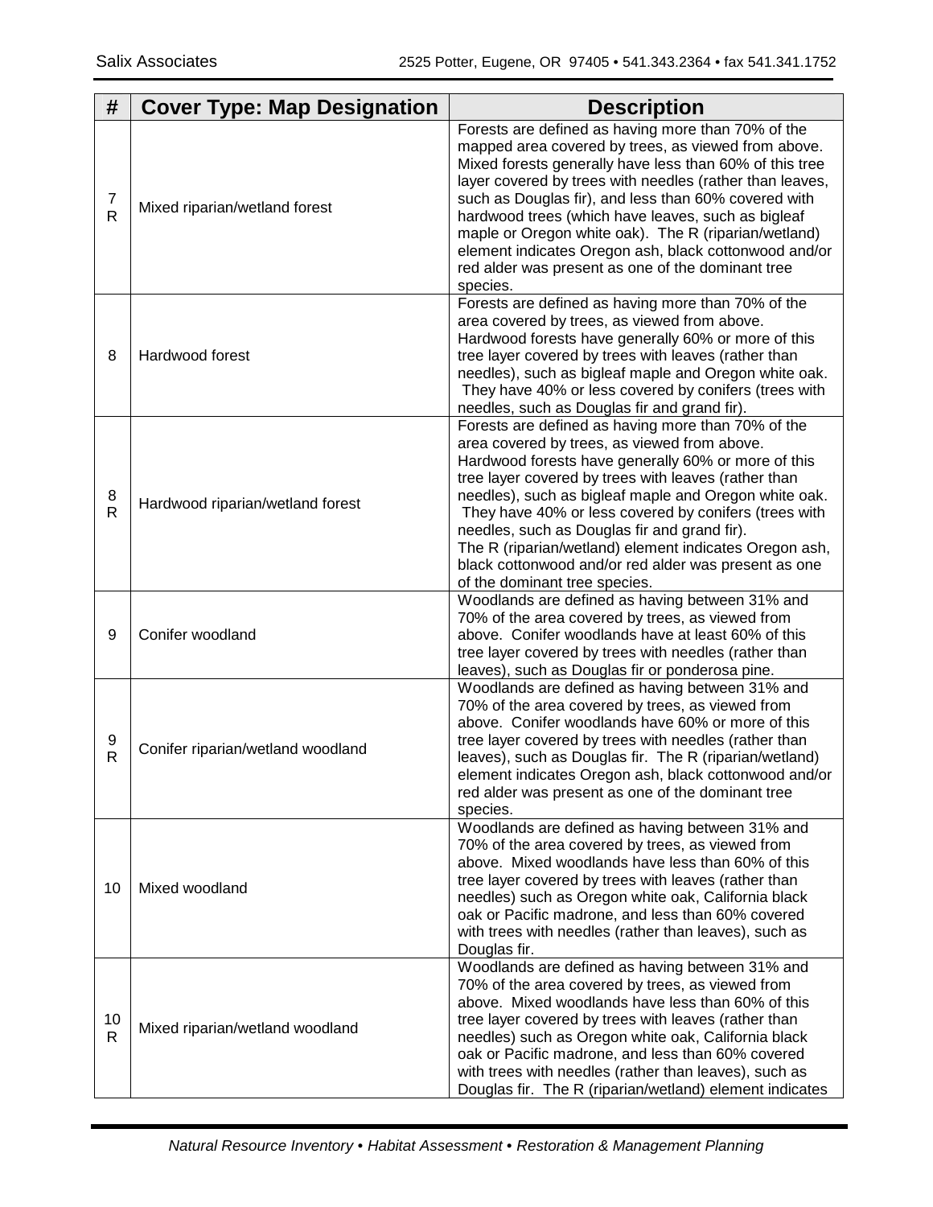| # | Cover Type: Map Designation | Description |
|---|---|---|
| 7 R | Mixed riparian/wetland forest | Forests are defined as having more than 70% of the mapped area covered by trees, as viewed from above. Mixed forests generally have less than 60% of this tree layer covered by trees with needles (rather than leaves, such as Douglas fir), and less than 60% covered with hardwood trees (which have leaves, such as bigleaf maple or Oregon white oak). The R (riparian/wetland) element indicates Oregon ash, black cottonwood and/or red alder was present as one of the dominant tree species. |
| 8 | Hardwood forest | Forests are defined as having more than 70% of the area covered by trees, as viewed from above. Hardwood forests have generally 60% or more of this tree layer covered by trees with leaves (rather than needles), such as bigleaf maple and Oregon white oak. They have 40% or less covered by conifers (trees with needles, such as Douglas fir and grand fir). |
| 8 R | Hardwood riparian/wetland forest | Forests are defined as having more than 70% of the area covered by trees, as viewed from above. Hardwood forests have generally 60% or more of this tree layer covered by trees with leaves (rather than needles), such as bigleaf maple and Oregon white oak. They have 40% or less covered by conifers (trees with needles, such as Douglas fir and grand fir). The R (riparian/wetland) element indicates Oregon ash, black cottonwood and/or red alder was present as one of the dominant tree species. |
| 9 | Conifer woodland | Woodlands are defined as having between 31% and 70% of the area covered by trees, as viewed from above. Conifer woodlands have at least 60% of this tree layer covered by trees with needles (rather than leaves), such as Douglas fir or ponderosa pine. |
| 9 R | Conifer riparian/wetland woodland | Woodlands are defined as having between 31% and 70% of the area covered by trees, as viewed from above. Conifer woodlands have 60% or more of this tree layer covered by trees with needles (rather than leaves), such as Douglas fir. The R (riparian/wetland) element indicates Oregon ash, black cottonwood and/or red alder was present as one of the dominant tree species. |
| 10 | Mixed woodland | Woodlands are defined as having between 31% and 70% of the area covered by trees, as viewed from above. Mixed woodlands have less than 60% of this tree layer covered by trees with leaves (rather than needles) such as Oregon white oak, California black oak or Pacific madrone, and less than 60% covered with trees with needles (rather than leaves), such as Douglas fir. |
| 10 R | Mixed riparian/wetland woodland | Woodlands are defined as having between 31% and 70% of the area covered by trees, as viewed from above. Mixed woodlands have less than 60% of this tree layer covered by trees with leaves (rather than needles) such as Oregon white oak, California black oak or Pacific madrone, and less than 60% covered with trees with needles (rather than leaves), such as Douglas fir. The R (riparian/wetland) element indicates |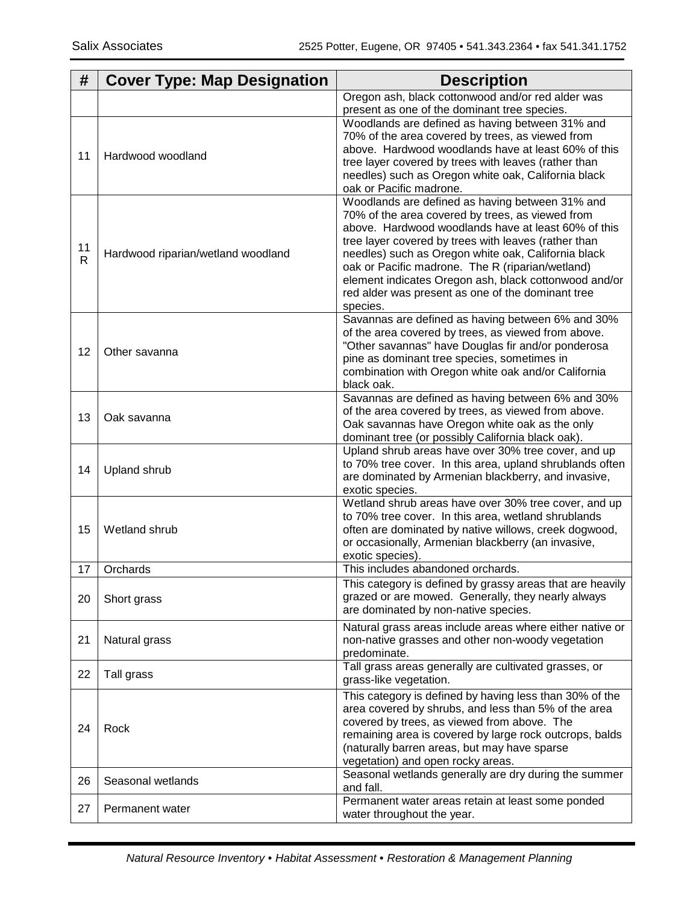| # | Cover Type: Map Designation | Description |
|---|---|---|
| | | Oregon ash, black cottonwood and/or red alder was present as one of the dominant tree species. |
| 11 | Hardwood woodland | Woodlands are defined as having between 31% and 70% of the area covered by trees, as viewed from above. Hardwood woodlands have at least 60% of this tree layer covered by trees with leaves (rather than needles) such as Oregon white oak, California black oak or Pacific madrone. |
| 11 R | Hardwood riparian/wetland woodland | Woodlands are defined as having between 31% and 70% of the area covered by trees, as viewed from above. Hardwood woodlands have at least 60% of this tree layer covered by trees with leaves (rather than needles) such as Oregon white oak, California black oak or Pacific madrone. The R (riparian/wetland) element indicates Oregon ash, black cottonwood and/or red alder was present as one of the dominant tree species. |
| 12 | Other savanna | Savannas are defined as having between 6% and 30% of the area covered by trees, as viewed from above. "Other savannas" have Douglas fir and/or ponderosa pine as dominant tree species, sometimes in combination with Oregon white oak and/or California black oak. |
| 13 | Oak savanna | Savannas are defined as having between 6% and 30% of the area covered by trees, as viewed from above. Oak savannas have Oregon white oak as the only dominant tree (or possibly California black oak). |
| 14 | Upland shrub | Upland shrub areas have over 30% tree cover, and up to 70% tree cover. In this area, upland shrublands often are dominated by Armenian blackberry, and invasive, exotic species. |
| 15 | Wetland shrub | Wetland shrub areas have over 30% tree cover, and up to 70% tree cover. In this area, wetland shrublands often are dominated by native willows, creek dogwood, or occasionally, Armenian blackberry (an invasive, exotic species). |
| 17 | Orchards | This includes abandoned orchards. |
| 20 | Short grass | This category is defined by grassy areas that are heavily grazed or are mowed. Generally, they nearly always are dominated by non-native species. |
| 21 | Natural grass | Natural grass areas include areas where either native or non-native grasses and other non-woody vegetation predominate. |
| 22 | Tall grass | Tall grass areas generally are cultivated grasses, or grass-like vegetation. |
| 24 | Rock | This category is defined by having less than 30% of the area covered by shrubs, and less than 5% of the area covered by trees, as viewed from above. The remaining area is covered by large rock outcrops, balds (naturally barren areas, but may have sparse vegetation) and open rocky areas. |
| 26 | Seasonal wetlands | Seasonal wetlands generally are dry during the summer and fall. |
| 27 | Permanent water | Permanent water areas retain at least some ponded water throughout the year. |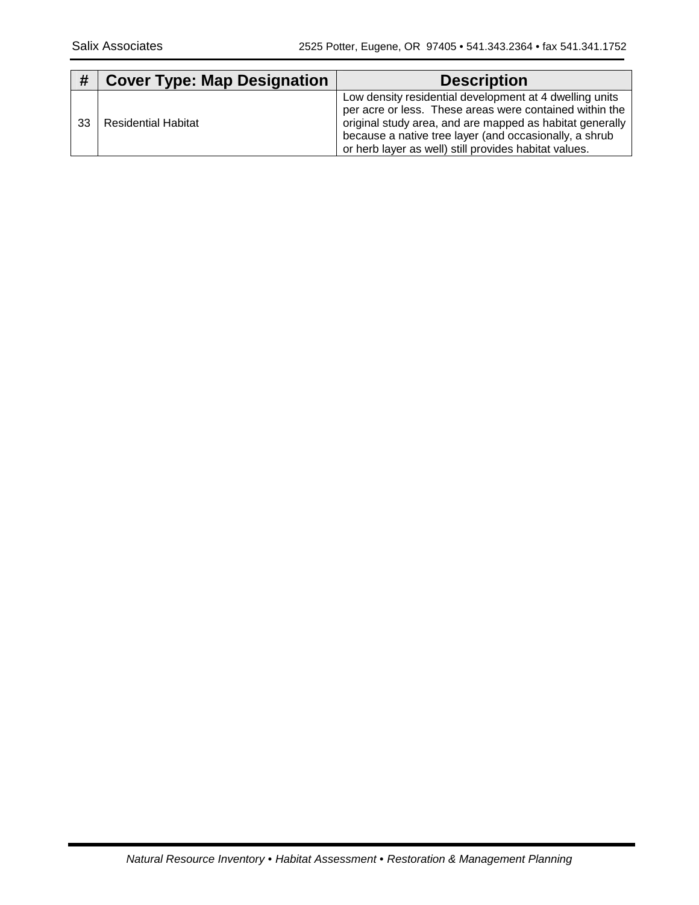| # | Cover Type: Map Designation | Description |
|---|---|---|
| 33 | Residential Habitat | Low density residential development at 4 dwelling units per acre or less. These areas were contained within the original study area, and are mapped as habitat generally because a native tree layer (and occasionally, a shrub or herb layer as well) still provides habitat values. |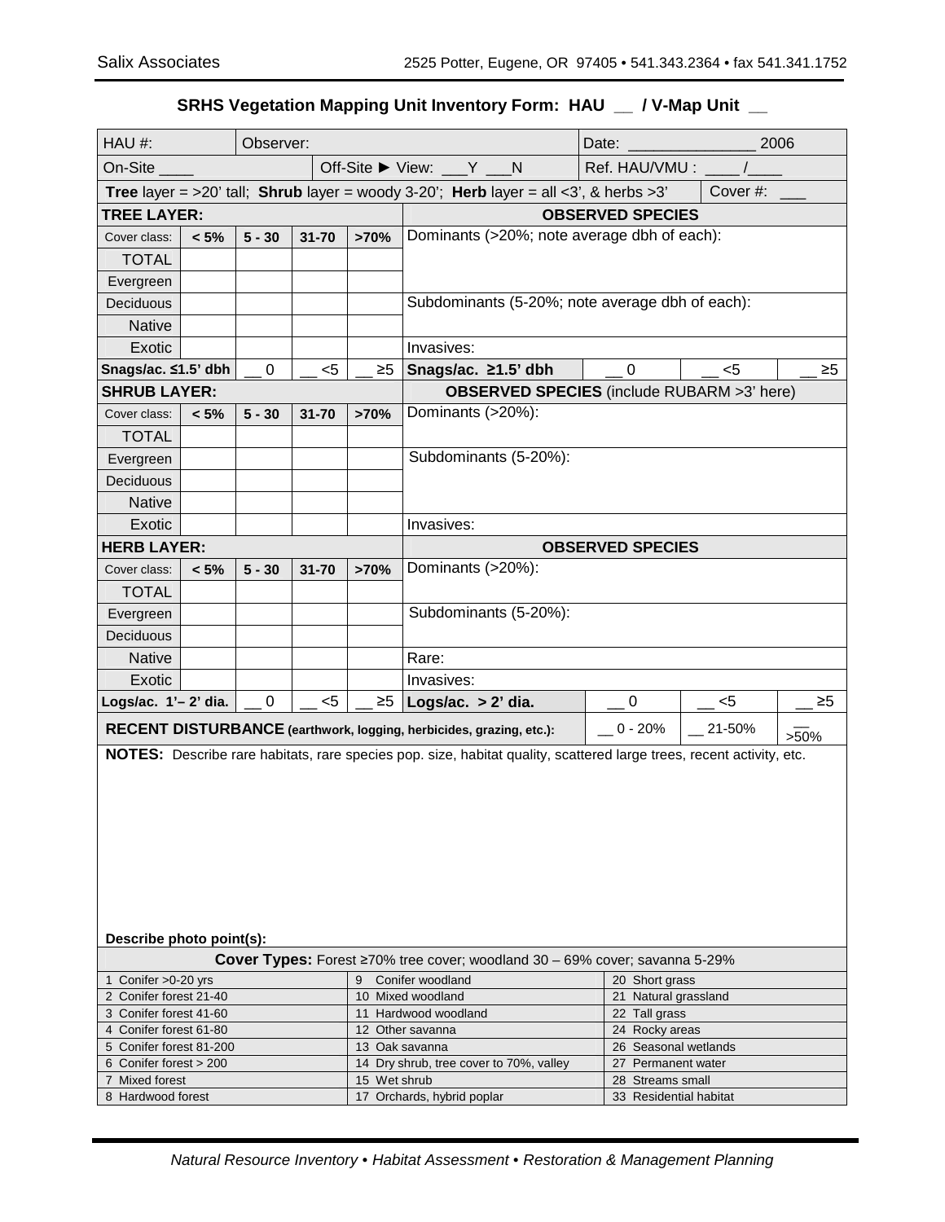Salix Associates 2525 Potter, Eugene, OR 97405 • 541.343.2364 • fax 541.341.1752

## SRHS Vegetation Mapping Unit Inventory Form: HAU __ / V-Map Unit __

| HAU #: | Observer: | Date: _______________ 2006 |
|---|---|---|
| On-Site ____ | Off-Site ► View: ___Y ___N | Ref. HAU/VMU : ____ /____ |

**Tree** layer = >20' tall; **Shrub** layer = woody 3-20'; **Herb** layer = all <3', & herbs >3' | Cover #: ___

**TREE LAYER:**

| Cover class: | < 5% | 5 - 30 | 31-70 | >70% | OBSERVED SPECIES |
|---|---|---|---|---|---|
| TOTAL | | | | | Dominants (>20%; note average dbh of each): |
| Evergreen | | | | | |
| Deciduous | | | | | Subdominants (5-20%; note average dbh of each): |
| Native | | | | | |
| Exotic | | | | | Invasives: |
| Snags/ac. ≤1.5' dbh | | __ 0 | __ <5 | __ ≥5 | Snags/ac. ≥1.5' dbh: __ 0 / __ <5 / __ ≥5 |

**SHRUB LAYER:**

| Cover class: | < 5% | 5 - 30 | 31-70 | >70% | OBSERVED SPECIES (include RUBARM >3' here) |
|---|---|---|---|---|---|
| TOTAL | | | | | Dominants (>20%): |
| Evergreen | | | | | Subdominants (5-20%): |
| Deciduous | | | | | |
| Native | | | | | |
| Exotic | | | | | Invasives: |

**HERB LAYER:**

| Cover class: | < 5% | 5 - 30 | 31-70 | >70% | OBSERVED SPECIES |
|---|---|---|---|---|---|
| TOTAL | | | | | Dominants (>20%): |
| Evergreen | | | | | Subdominants (5-20%): |
| Deciduous | | | | | |
| Native | | | | | Rare: |
| Exotic | | | | | Invasives: |
| Logs/ac. 1'– 2' dia. | | __ 0 | __ <5 | __ ≥5 | Logs/ac. > 2' dia.: __ 0 / __ <5 / __ ≥5 |

**RECENT DISTURBANCE** (earthwork, logging, herbicides, grazing, etc.): __ 0 - 20% __ 21-50% __ >50%

**NOTES:** Describe rare habitats, rare species pop. size, habitat quality, scattered large trees, recent activity, etc.

**Describe photo point(s):**

**Cover Types:** Forest ≥70% tree cover; woodland 30 – 69% cover; savanna 5-29%

| | | |
|---|---|---|
| 1 Conifer >0-20 yrs | 9 Conifer woodland | 20 Short grass |
| 2 Conifer forest 21-40 | 10 Mixed woodland | 21 Natural grassland |
| 3 Conifer forest 41-60 | 11 Hardwood woodland | 22 Tall grass |
| 4 Conifer forest 61-80 | 12 Other savanna | 24 Rocky areas |
| 5 Conifer forest 81-200 | 13 Oak savanna | 26 Seasonal wetlands |
| 6 Conifer forest > 200 | 14 Dry shrub, tree cover to 70%, valley | 27 Permanent water |
| 7 Mixed forest | 15 Wet shrub | 28 Streams small |
| 8 Hardwood forest | 17 Orchards, hybrid poplar | 33 Residential habitat |

*Natural Resource Inventory • Habitat Assessment • Restoration & Management Planning*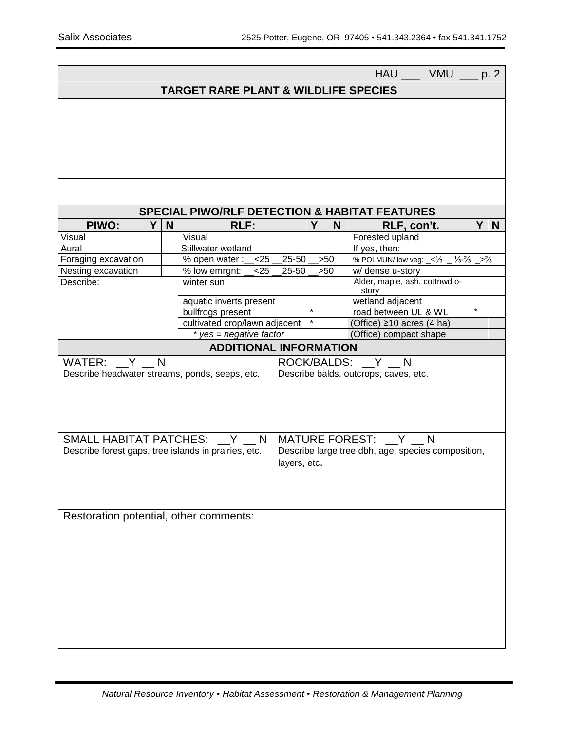HAU ___ VMU ___ p. 2

## TARGET RARE PLANT & WILDLIFE SPECIES

| | | |
|---|---|---|
| | | |
| | | |
| | | |
| | | |
| | | |
| | | |
| | | |
| | | |

## SPECIAL PIWO/RLF DETECTION & HABITAT FEATURES

| PIWO: | Y | N | RLF: | Y | N | RLF, con't. | Y | N |
|---|---|---|---|---|---|---|---|---|
| Visual | | | Visual | | | Forested upland | | |
| Aural | | | Stillwater wetland | | | If yes, then: | | |
| Foraging excavation | | | % open water :__<25 __25-50 __>50 | | | % POLMUN/ low veg: _<⅓ _ ⅓-⅔ _>⅔ | | |
| Nesting excavation | | | % low emrgnt: __<25 __25-50 __>50 | | | w/ dense u-story | | |
| Describe: | | | winter sun | | | Alder, maple, ash, cottnwd o-story | | |
| | | | aquatic inverts present | | | wetland adjacent | | |
| | | | bullfrogs present | * | | road between UL & WL | * | |
| | | | cultivated crop/lawn adjacent | * | | (Office) ≥10 acres (4 ha) | | |
| | | | *\* yes = negative factor* | | | (Office) compact shape | | |

## ADDITIONAL INFORMATION

WATER: __Y __ N
Describe headwater streams, ponds, seeps, etc.

ROCK/BALDS: __Y __ N
Describe balds, outcrops, caves, etc.

SMALL HABITAT PATCHES: __Y __ N
Describe forest gaps, tree islands in prairies, etc.

MATURE FOREST: __Y __ N
Describe large tree dbh, age, species composition, layers, etc.

Restoration potential, other comments: